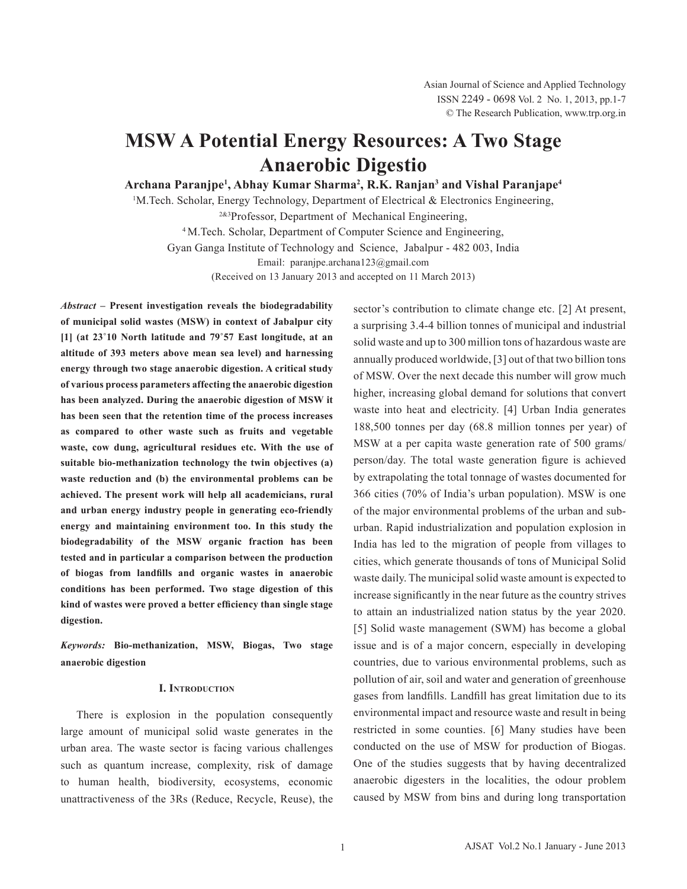# MSW A Potential Energy Resources: A Two Stage Anaerobic Digestio

**Archana Paranjpe[1], Abhay Kumar Sharma[2], R.K. Ranjan[3] and Vishal Paranjape[4]**

[1]M.Tech. Scholar, Energy Technology, Department of Electrical & Electronics Engineering,
[2&3]Professor, Department of Mechanical Engineering,
[4]M.Tech. Scholar, Department of Computer Science and Engineering,
Gyan Ganga Institute of Technology and Science, Jabalpur - 482 003, India
Email: paranjpe.archana123@gmail.com
(Received on 13 January 2013 and accepted on 11 March 2013)

***Abstract*** **– Present investigation reveals the biodegradability of municipal solid wastes (MSW) in context of Jabalpur city [1] (at 23˚10 North latitude and 79˚57 East longitude, at an altitude of 393 meters above mean sea level) and harnessing energy through two stage anaerobic digestion. A critical study of various process parameters affecting the anaerobic digestion has been analyzed. During the anaerobic digestion of MSW it has been seen that the retention time of the process increases as compared to other waste such as fruits and vegetable waste, cow dung, agricultural residues etc. With the use of suitable bio-methanization technology the twin objectives (a) waste reduction and (b) the environmental problems can be achieved. The present work will help all academicians, rural and urban energy industry people in generating eco-friendly energy and maintaining environment too. In this study the biodegradability of the MSW organic fraction has been tested and in particular a comparison between the production of biogas from landfills and organic wastes in anaerobic conditions has been performed. Two stage digestion of this kind of wastes were proved a better efficiency than single stage digestion.**

***Keywords:*** **Bio-methanization, MSW, Biogas, Two stage anaerobic digestion**

## I. Introduction

There is explosion in the population consequently large amount of municipal solid waste generates in the urban area. The waste sector is facing various challenges such as quantum increase, complexity, risk of damage to human health, biodiversity, ecosystems, economic unattractiveness of the 3Rs (Reduce, Recycle, Reuse), the sector's contribution to climate change etc. [2] At present, a surprising 3.4-4 billion tonnes of municipal and industrial solid waste and up to 300 million tons of hazardous waste are annually produced worldwide, [3] out of that two billion tons of MSW. Over the next decade this number will grow much higher, increasing global demand for solutions that convert waste into heat and electricity. [4] Urban India generates 188,500 tonnes per day (68.8 million tonnes per year) of MSW at a per capita waste generation rate of 500 grams/person/day. The total waste generation figure is achieved by extrapolating the total tonnage of wastes documented for 366 cities (70% of India's urban population). MSW is one of the major environmental problems of the urban and sub-urban. Rapid industrialization and population explosion in India has led to the migration of people from villages to cities, which generate thousands of tons of Municipal Solid waste daily. The municipal solid waste amount is expected to increase significantly in the near future as the country strives to attain an industrialized nation status by the year 2020. [5] Solid waste management (SWM) has become a global issue and is of a major concern, especially in developing countries, due to various environmental problems, such as pollution of air, soil and water and generation of greenhouse gases from landfills. Landfill has great limitation due to its environmental impact and resource waste and result in being restricted in some counties. [6] Many studies have been conducted on the use of MSW for production of Biogas. One of the studies suggests that by having decentralized anaerobic digesters in the localities, the odour problem caused by MSW from bins and during long transportation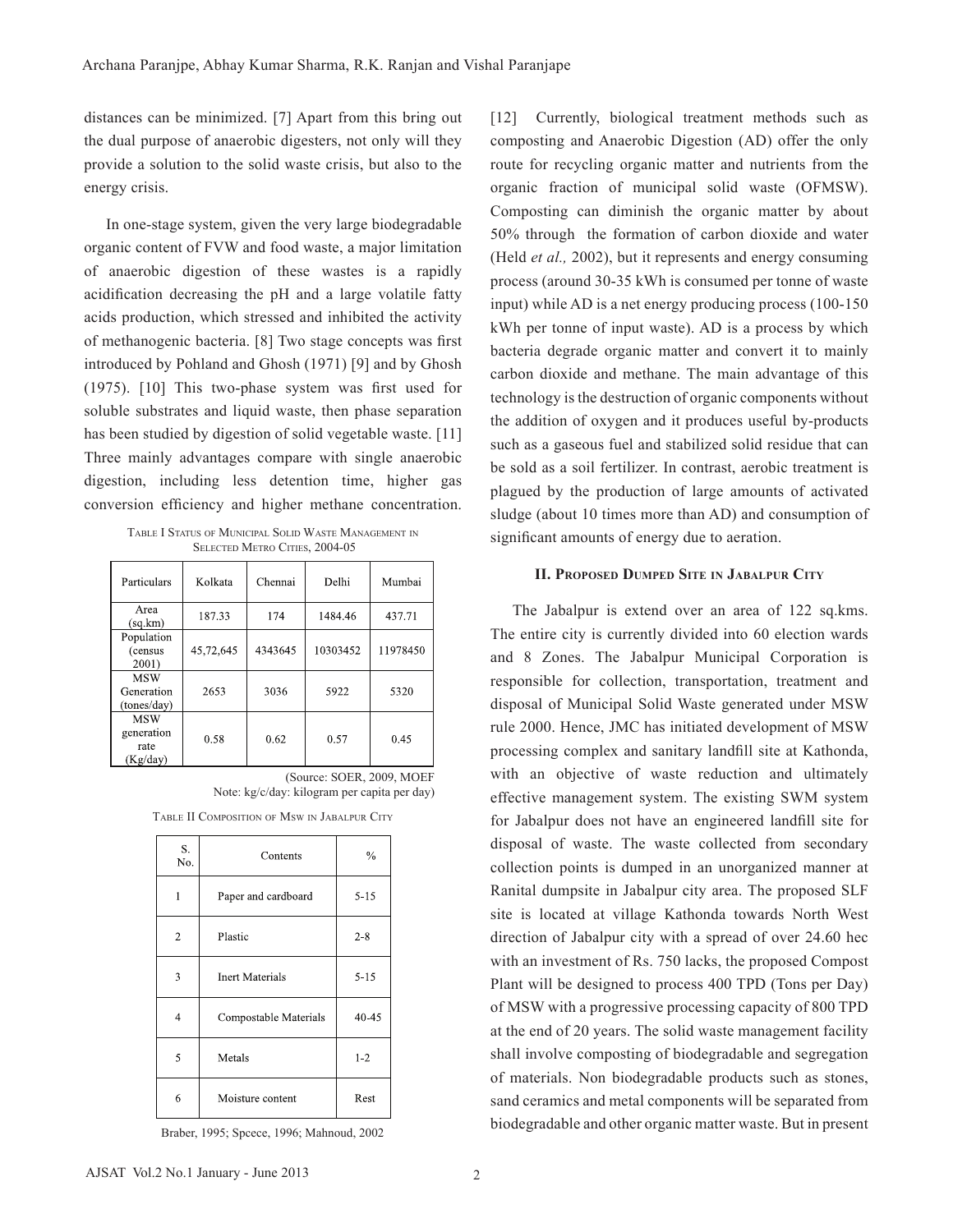distances can be minimized. [7] Apart from this bring out the dual purpose of anaerobic digesters, not only will they provide a solution to the solid waste crisis, but also to the energy crisis.

In one-stage system, given the very large biodegradable organic content of FVW and food waste, a major limitation of anaerobic digestion of these wastes is a rapidly acidification decreasing the pH and a large volatile fatty acids production, which stressed and inhibited the activity of methanogenic bacteria. [8] Two stage concepts was first introduced by Pohland and Ghosh (1971) [9] and by Ghosh (1975). [10] This two-phase system was first used for soluble substrates and liquid waste, then phase separation has been studied by digestion of solid vegetable waste. [11] Three mainly advantages compare with single anaerobic digestion, including less detention time, higher gas conversion efficiency and higher methane concentration.

Table I Status of Municipal Solid Waste Management in Selected Metro Cities, 2004-05

| Particulars | Kolkata | Chennai | Delhi | Mumbai |
|---|---|---|---|---|
| Area (sq.km) | 187.33 | 174 | 1484.46 | 437.71 |
| Population (census 2001) | 45,72,645 | 4343645 | 10303452 | 11978450 |
| MSW Generation (tones/day) | 2653 | 3036 | 5922 | 5320 |
| MSW generation rate (Kg/day) | 0.58 | 0.62 | 0.57 | 0.45 |

(Source: SOER, 2009, MOEF
Note: kg/c/day: kilogram per capita per day)

Table II Composition of Msw in Jabalpur City

| S. No. | Contents | % |
|---|---|---|
| 1 | Paper and cardboard | 5-15 |
| 2 | Plastic | 2-8 |
| 3 | Inert Materials | 5-15 |
| 4 | Compostable Materials | 40-45 |
| 5 | Metals | 1-2 |
| 6 | Moisture content | Rest |

Braber, 1995; Spcece, 1996; Mahnoud, 2002

[12] Currently, biological treatment methods such as composting and Anaerobic Digestion (AD) offer the only route for recycling organic matter and nutrients from the organic fraction of municipal solid waste (OFMSW). Composting can diminish the organic matter by about 50% through the formation of carbon dioxide and water (Held *et al.,* 2002), but it represents and energy consuming process (around 30-35 kWh is consumed per tonne of waste input) while AD is a net energy producing process (100-150 kWh per tonne of input waste). AD is a process by which bacteria degrade organic matter and convert it to mainly carbon dioxide and methane. The main advantage of this technology is the destruction of organic components without the addition of oxygen and it produces useful by-products such as a gaseous fuel and stabilized solid residue that can be sold as a soil fertilizer. In contrast, aerobic treatment is plagued by the production of large amounts of activated sludge (about 10 times more than AD) and consumption of significant amounts of energy due to aeration.

## II. Proposed Dumped Site in Jabalpur City

The Jabalpur is extend over an area of 122 sq.kms. The entire city is currently divided into 60 election wards and 8 Zones. The Jabalpur Municipal Corporation is responsible for collection, transportation, treatment and disposal of Municipal Solid Waste generated under MSW rule 2000. Hence, JMC has initiated development of MSW processing complex and sanitary landfill site at Kathonda, with an objective of waste reduction and ultimately effective management system. The existing SWM system for Jabalpur does not have an engineered landfill site for disposal of waste. The waste collected from secondary collection points is dumped in an unorganized manner at Ranital dumpsite in Jabalpur city area. The proposed SLF site is located at village Kathonda towards North West direction of Jabalpur city with a spread of over 24.60 hec with an investment of Rs. 750 lacks, the proposed Compost Plant will be designed to process 400 TPD (Tons per Day) of MSW with a progressive processing capacity of 800 TPD at the end of 20 years. The solid waste management facility shall involve composting of biodegradable and segregation of materials. Non biodegradable products such as stones, sand ceramics and metal components will be separated from biodegradable and other organic matter waste. But in present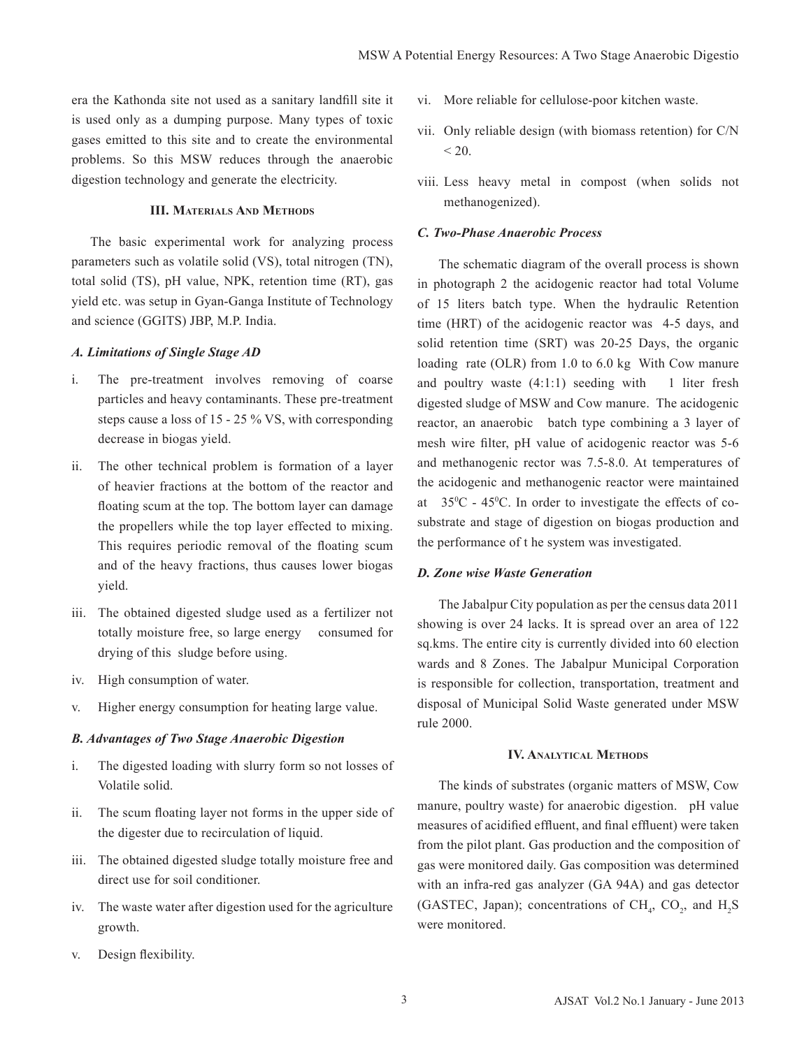era the Kathonda site not used as a sanitary landfill site it is used only as a dumping purpose. Many types of toxic gases emitted to this site and to create the environmental problems. So this MSW reduces through the anaerobic digestion technology and generate the electricity.

## III. Materials And Methods

The basic experimental work for analyzing process parameters such as volatile solid (VS), total nitrogen (TN), total solid (TS), pH value, NPK, retention time (RT), gas yield etc. was setup in Gyan-Ganga Institute of Technology and science (GGITS) JBP, M.P. India.

### *A. Limitations of Single Stage AD*

i. The pre-treatment involves removing of coarse particles and heavy contaminants. These pre-treatment steps cause a loss of 15 - 25 % VS, with corresponding decrease in biogas yield.

ii. The other technical problem is formation of a layer of heavier fractions at the bottom of the reactor and floating scum at the top. The bottom layer can damage the propellers while the top layer effected to mixing. This requires periodic removal of the floating scum and of the heavy fractions, thus causes lower biogas yield.

iii. The obtained digested sludge used as a fertilizer not totally moisture free, so large energy consumed for drying of this sludge before using.

iv. High consumption of water.

v. Higher energy consumption for heating large value.

### *B. Advantages of Two Stage Anaerobic Digestion*

i. The digested loading with slurry form so not losses of Volatile solid.

ii. The scum floating layer not forms in the upper side of the digester due to recirculation of liquid.

iii. The obtained digested sludge totally moisture free and direct use for soil conditioner.

iv. The waste water after digestion used for the agriculture growth.

v. Design flexibility.

vi. More reliable for cellulose-poor kitchen waste.

vii. Only reliable design (with biomass retention) for C/N < 20.

viii. Less heavy metal in compost (when solids not methanogenized).

### *C. Two-Phase Anaerobic Process*

The schematic diagram of the overall process is shown in photograph 2 the acidogenic reactor had total Volume of 15 liters batch type. When the hydraulic Retention time (HRT) of the acidogenic reactor was 4-5 days, and solid retention time (SRT) was 20-25 Days, the organic loading rate (OLR) from 1.0 to 6.0 kg With Cow manure and poultry waste (4:1:1) seeding with 1 liter fresh digested sludge of MSW and Cow manure. The acidogenic reactor, an anaerobic batch type combining a 3 layer of mesh wire filter, pH value of acidogenic reactor was 5-6 and methanogenic rector was 7.5-8.0. At temperatures of the acidogenic and methanogenic reactor were maintained at $35^0$C - $45^0$C. In order to investigate the effects of co-substrate and stage of digestion on biogas production and the performance of t he system was investigated.

### *D. Zone wise Waste Generation*

The Jabalpur City population as per the census data 2011 showing is over 24 lacks. It is spread over an area of 122 sq.kms. The entire city is currently divided into 60 election wards and 8 Zones. The Jabalpur Municipal Corporation is responsible for collection, transportation, treatment and disposal of Municipal Solid Waste generated under MSW rule 2000.

## IV. Analytical Methods

The kinds of substrates (organic matters of MSW, Cow manure, poultry waste) for anaerobic digestion. pH value measures of acidified effluent, and final effluent) were taken from the pilot plant. Gas production and the composition of gas were monitored daily. Gas composition was determined with an infra-red gas analyzer (GA 94A) and gas detector (GASTEC, Japan); concentrations of $CH_4$, $CO_2$, and $H_2S$ were monitored.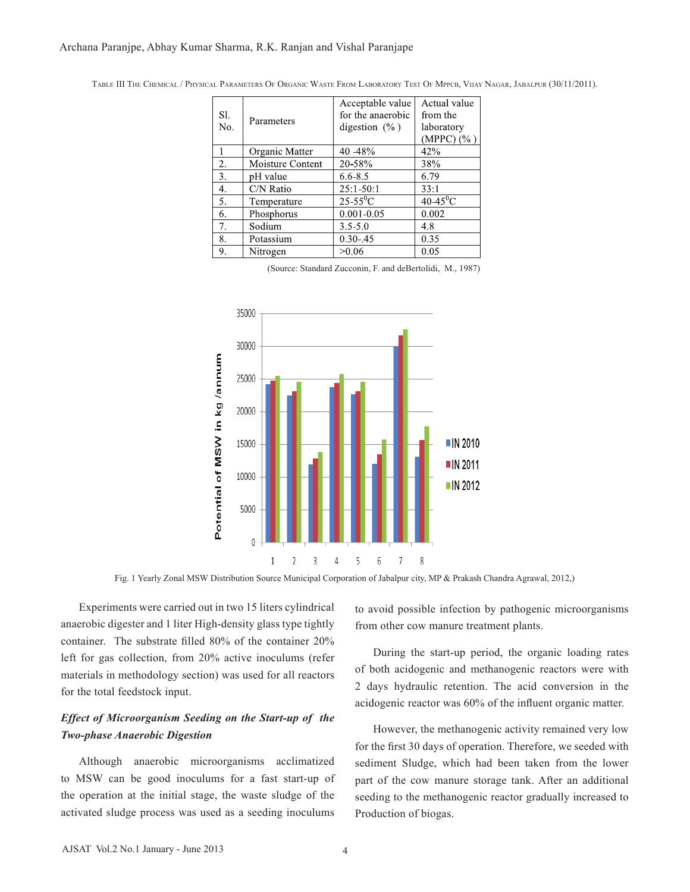Table III The Chemical / Physical Parameters Of Organic Waste From Laboratory Test Of Mppcb, Vijay Nagar, Jabalpur (30/11/2011).

| Sl. No. | Parameters | Acceptable value for the anaerobic digestion (%) | Actual value from the laboratory (MPPC) (%) |
|---|---|---|---|
| 1 | Organic Matter | 40 -48% | 42% |
| 2. | Moisture Content | 20-58% | 38% |
| 3. | pH value | 6.6-8.5 | 6.79 |
| 4. | C/N Ratio | 25:1-50:1 | 33:1 |
| 5. | Temperature | 25-55$^{0}$C | 40-45$^{0}$C |
| 6. | Phosphorus | 0.001-0.05 | 0.002 |
| 7. | Sodium | 3.5-5.0 | 4.8 |
| 8. | Potassium | 0.30-.45 | 0.35 |
| 9. | Nitrogen | >0.06 | 0.05 |

(Source: Standard Zucconin, F. and deBertolidi, M., 1987)

Fig. 1 Yearly Zonal MSW Distribution Source Municipal Corporation of Jabalpur city, MP & Prakash Chandra Agrawal, 2012,)

Experiments were carried out in two 15 liters cylindrical anaerobic digester and 1 liter High-density glass type tightly container. The substrate filled 80% of the container 20% left for gas collection, from 20% active inoculums (refer materials in methodology section) was used for all reactors for the total feedstock input.

### *Effect of Microorganism Seeding on the Start-up of the Two-phase Anaerobic Digestion*

Although anaerobic microorganisms acclimatized to MSW can be good inoculums for a fast start-up of the operation at the initial stage, the waste sludge of the activated sludge process was used as a seeding inoculums to avoid possible infection by pathogenic microorganisms from other cow manure treatment plants.

During the start-up period, the organic loading rates of both acidogenic and methanogenic reactors were with 2 days hydraulic retention. The acid conversion in the acidogenic reactor was 60% of the influent organic matter.

However, the methanogenic activity remained very low for the first 30 days of operation. Therefore, we seeded with sediment Sludge, which had been taken from the lower part of the cow manure storage tank. After an additional seeding to the methanogenic reactor gradually increased to Production of biogas.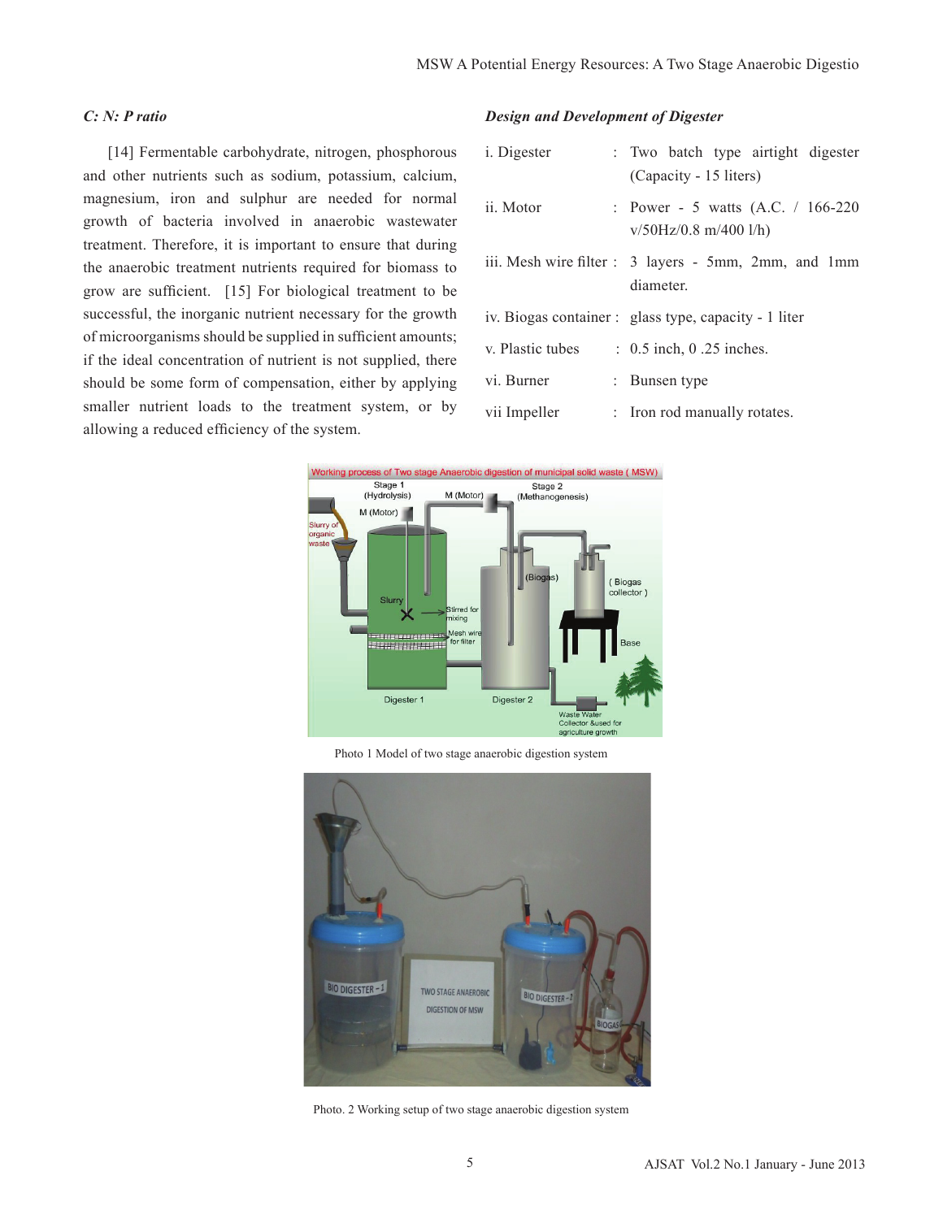### *C: N: P ratio*

[14] Fermentable carbohydrate, nitrogen, phosphorous and other nutrients such as sodium, potassium, calcium, magnesium, iron and sulphur are needed for normal growth of bacteria involved in anaerobic wastewater treatment. Therefore, it is important to ensure that during the anaerobic treatment nutrients required for biomass to grow are sufficient. [15] For biological treatment to be successful, the inorganic nutrient necessary for the growth of microorganisms should be supplied in sufficient amounts; if the ideal concentration of nutrient is not supplied, there should be some form of compensation, either by applying smaller nutrient loads to the treatment system, or by allowing a reduced efficiency of the system.

### *Design and Development of Digester*

i. Digester : Two batch type airtight digester (Capacity - 15 liters)

ii. Motor : Power - 5 watts (A.C. / 166-220 v/50Hz/0.8 m/400 l/h)

iii. Mesh wire filter : 3 layers - 5mm, 2mm, and 1mm diameter.

iv. Biogas container : glass type, capacity - 1 liter

v. Plastic tubes : 0.5 inch, 0 .25 inches.

vi. Burner : Bunsen type

vii Impeller : Iron rod manually rotates.

Photo 1 Model of two stage anaerobic digestion system

Photo. 2 Working setup of two stage anaerobic digestion system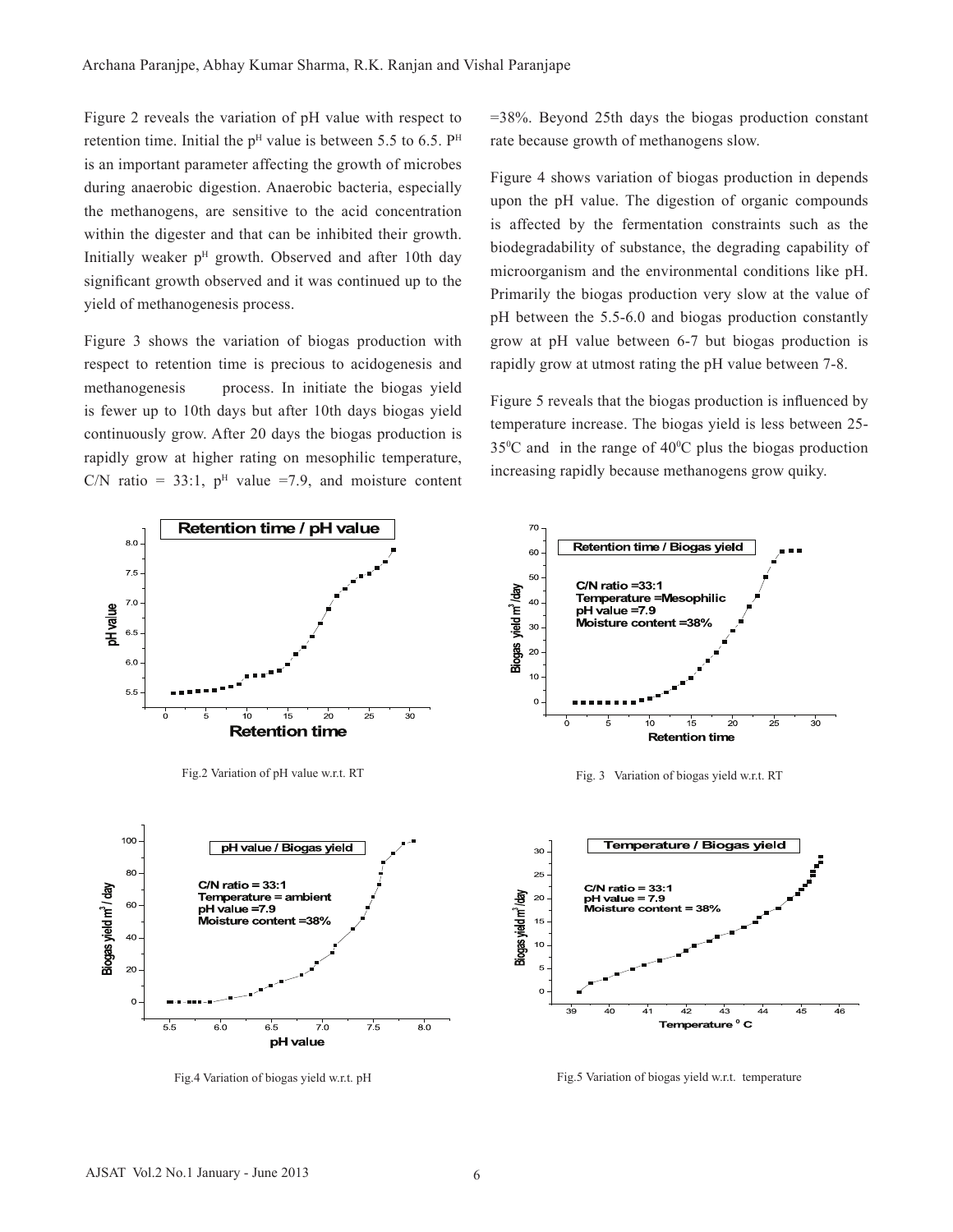Figure 2 reveals the variation of pH value with respect to retention time. Initial the $p^H$ value is between 5.5 to 6.5. $P^H$ is an important parameter affecting the growth of microbes during anaerobic digestion. Anaerobic bacteria, especially the methanogens, are sensitive to the acid concentration within the digester and that can be inhibited their growth. Initially weaker $p^H$ growth. Observed and after 10th day significant growth observed and it was continued up to the yield of methanogenesis process.

Figure 3 shows the variation of biogas production with respect to retention time is precious to acidogenesis and methanogenesis process. In initiate the biogas yield is fewer up to 10th days but after 10th days biogas yield continuously grow. After 20 days the biogas production is rapidly grow at higher rating on mesophilic temperature, C/N ratio = 33:1, $p^H$ value =7.9, and moisture content =38%. Beyond 25th days the biogas production constant rate because growth of methanogens slow.

Figure 4 shows variation of biogas production in depends upon the pH value. The digestion of organic compounds is affected by the fermentation constraints such as the biodegradability of substance, the degrading capability of microorganism and the environmental conditions like pH. Primarily the biogas production very slow at the value of pH between the 5.5-6.0 and biogas production constantly grow at pH value between 6-7 but biogas production is rapidly grow at utmost rating the pH value between 7-8.

Figure 5 reveals that the biogas production is influenced by temperature increase. The biogas yield is less between 25-35$^0$C and in the range of 40$^0$C plus the biogas production increasing rapidly because methanogens grow quiky.

Fig.2 Variation of pH value w.r.t. RT

Fig. 3 Variation of biogas yield w.r.t. RT

Fig.4 Variation of biogas yield w.r.t. pH

Fig.5 Variation of biogas yield w.r.t. temperature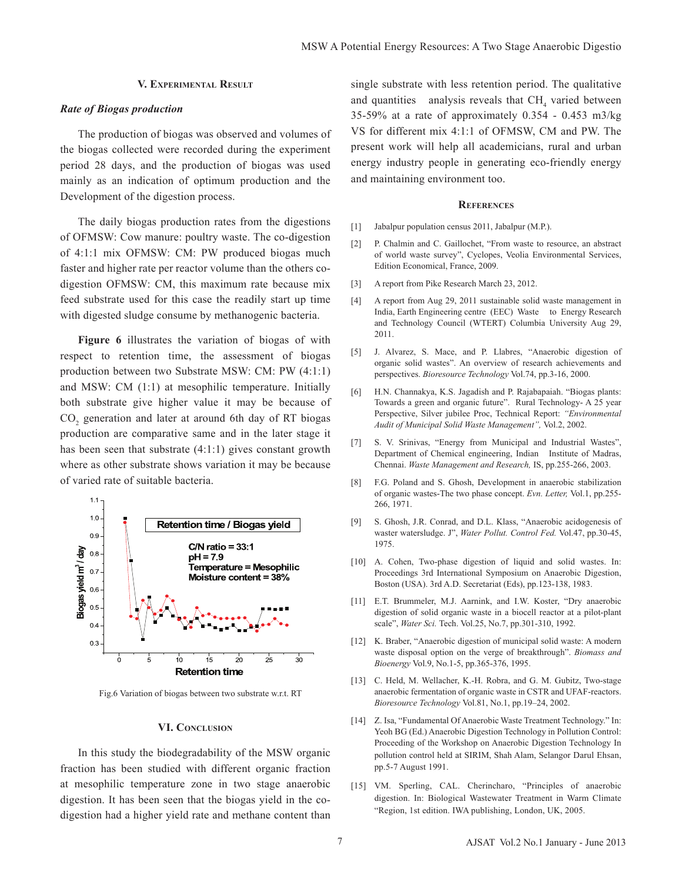## V. Experimental Result

### *Rate of Biogas production*

The production of biogas was observed and volumes of the biogas collected were recorded during the experiment period 28 days, and the production of biogas was used mainly as an indication of optimum production and the Development of the digestion process.

The daily biogas production rates from the digestions of OFMSW: Cow manure: poultry waste. The co-digestion of 4:1:1 mix OFMSW: CM: PW produced biogas much faster and higher rate per reactor volume than the others co-digestion OFMSW: CM, this maximum rate because mix feed substrate used for this case the readily start up time with digested sludge consume by methanogenic bacteria.

**Figure 6** illustrates the variation of biogas of with respect to retention time, the assessment of biogas production between two Substrate MSW: CM: PW (4:1:1) and MSW: CM (1:1) at mesophilic temperature. Initially both substrate give higher value it may be because of $CO_2$ generation and later at around 6th day of RT biogas production are comparative same and in the later stage it has been seen that substrate (4:1:1) gives constant growth where as other substrate shows variation it may be because of varied rate of suitable bacteria.

Retention time / Biogas yield
C/N ratio = 33:1
pH = 7.9
Temperature = Mesophilic
Moisture content = 38%
Biogas yield m³ / day
Retention time
1.1
1.0
0.9
0.8
0.7
0.6
0.5
0.4
0.3
0
5
10
15
20
25
30

Fig.6 Variation of biogas between two substrate w.r.t. RT

## VI. Conclusion

In this study the biodegradability of the MSW organic fraction has been studied with different organic fraction at mesophilic temperature zone in two stage anaerobic digestion. It has been seen that the biogas yield in the co-digestion had a higher yield rate and methane content than single substrate with less retention period. The qualitative and quantities analysis reveals that $CH_4$ varied between 35-59% at a rate of approximately 0.354 - 0.453 m3/kg VS for different mix 4:1:1 of OFMSW, CM and PW. The present work will help all academicians, rural and urban energy industry people in generating eco-friendly energy and maintaining environment too.

## References

[1] Jabalpur population census 2011, Jabalpur (M.P.).

[2] P. Chalmin and C. Gaillochet, "From waste to resource, an abstract of world waste survey", Cyclopes, Veolia Environmental Services, Edition Economical, France, 2009.

[3] A report from Pike Research March 23, 2012.

[4] A report from Aug 29, 2011 sustainable solid waste management in India, Earth Engineering centre (EEC) Waste to Energy Research and Technology Council (WTERT) Columbia University Aug 29, 2011.

[5] J. Alvarez, S. Mace, and P. Llabres, "Anaerobic digestion of organic solid wastes". An overview of research achievements and perspectives. *Bioresource Technology* Vol.74, pp.3-16, 2000.

[6] H.N. Channakya, K.S. Jagadish and P. Rajabapaiah. "Biogas plants: Towards a green and organic future". Rural Technology- A 25 year Perspective, Silver jubilee Proc, Technical Report: *"Environmental Audit of Municipal Solid Waste Management"*, Vol.2, 2002.

[7] S. V. Srinivas, "Energy from Municipal and Industrial Wastes", Department of Chemical engineering, Indian Institute of Madras, Chennai. *Waste Management and Research,* IS, pp.255-266, 2003.

[8] F.G. Poland and S. Ghosh, Development in anaerobic stabilization of organic wastes-The two phase concept. *Evn. Letter,* Vol.1, pp.255-266, 1971.

[9] S. Ghosh, J.R. Conrad, and D.L. Klass, "Anaerobic acidogenesis of waster watersludge. J", *Water Pollut. Control Fed.* Vol.47, pp.30-45, 1975.

[10] A. Cohen, Two-phase digestion of liquid and solid wastes. In: Proceedings 3rd International Symposium on Anaerobic Digestion, Boston (USA). 3rd A.D. Secretariat (Eds), pp.123-138, 1983.

[11] E.T. Brummeler, M.J. Aarnink, and I.W. Koster, "Dry anaerobic digestion of solid organic waste in a biocell reactor at a pilot-plant scale", *Water Sci.* Tech. Vol.25, No.7, pp.301-310, 1992.

[12] K. Braber, "Anaerobic digestion of municipal solid waste: A modern waste disposal option on the verge of breakthrough". *Biomass and Bioenergy* Vol.9, No.1-5, pp.365-376, 1995.

[13] C. Held, M. Wellacher, K.-H. Robra, and G. M. Gubitz, Two-stage anaerobic fermentation of organic waste in CSTR and UFAF-reactors. *Bioresource Technology* Vol.81, No.1, pp.19–24, 2002.

[14] Z. Isa, "Fundamental Of Anaerobic Waste Treatment Technology." In: Yeoh BG (Ed.) Anaerobic Digestion Technology in Pollution Control: Proceeding of the Workshop on Anaerobic Digestion Technology In pollution control held at SIRIM, Shah Alam, Selangor Darul Ehsan, pp.5-7 August 1991.

[15] VM. Sperling, CAL. Cherincharo, "Principles of anaerobic digestion. In: Biological Wastewater Treatment in Warm Climate "Region, 1st edition. IWA publishing, London, UK, 2005.